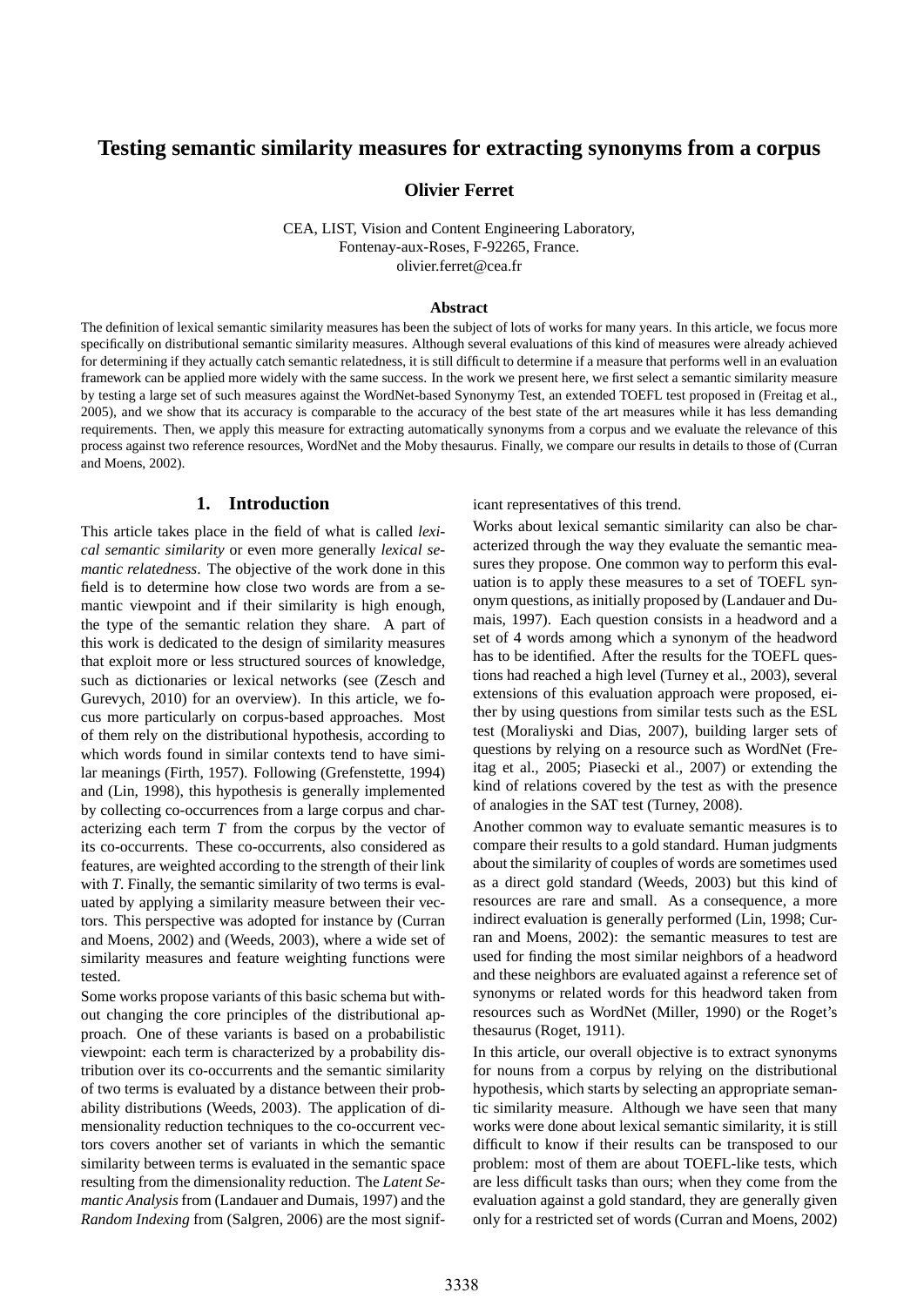# Testing semantic similarity measures for extracting synonyms from a corpus

**Olivier Ferret**

CEA, LIST, Vision and Content Engineering Laboratory,
Fontenay-aux-Roses, F-92265, France.
olivier.ferret@cea.fr

### Abstract

The definition of lexical semantic similarity measures has been the subject of lots of works for many years. In this article, we focus more specifically on distributional semantic similarity measures. Although several evaluations of this kind of measures were already achieved for determining if they actually catch semantic relatedness, it is still difficult to determine if a measure that performs well in an evaluation framework can be applied more widely with the same success. In the work we present here, we first select a semantic similarity measure by testing a large set of such measures against the WordNet-based Synonymy Test, an extended TOEFL test proposed in (Freitag et al., 2005), and we show that its accuracy is comparable to the accuracy of the best state of the art measures while it has less demanding requirements. Then, we apply this measure for extracting automatically synonyms from a corpus and we evaluate the relevance of this process against two reference resources, WordNet and the Moby thesaurus. Finally, we compare our results in details to those of (Curran and Moens, 2002).

## 1. Introduction

This article takes place in the field of what is called *lexical semantic similarity* or even more generally *lexical semantic relatedness*. The objective of the work done in this field is to determine how close two words are from a semantic viewpoint and if their similarity is high enough, the type of the semantic relation they share. A part of this work is dedicated to the design of similarity measures that exploit more or less structured sources of knowledge, such as dictionaries or lexical networks (see (Zesch and Gurevych, 2010) for an overview). In this article, we focus more particularly on corpus-based approaches. Most of them rely on the distributional hypothesis, according to which words found in similar contexts tend to have similar meanings (Firth, 1957). Following (Grefenstette, 1994) and (Lin, 1998), this hypothesis is generally implemented by collecting co-occurrences from a large corpus and characterizing each term *T* from the corpus by the vector of its co-occurrents. These co-occurrents, also considered as features, are weighted according to the strength of their link with *T*. Finally, the semantic similarity of two terms is evaluated by applying a similarity measure between their vectors. This perspective was adopted for instance by (Curran and Moens, 2002) and (Weeds, 2003), where a wide set of similarity measures and feature weighting functions were tested.

Some works propose variants of this basic schema but without changing the core principles of the distributional approach. One of these variants is based on a probabilistic viewpoint: each term is characterized by a probability distribution over its co-occurrents and the semantic similarity of two terms is evaluated by a distance between their probability distributions (Weeds, 2003). The application of dimensionality reduction techniques to the co-occurrent vectors covers another set of variants in which the semantic similarity between terms is evaluated in the semantic space resulting from the dimensionality reduction. The *Latent Semantic Analysis* from (Landauer and Dumais, 1997) and the *Random Indexing* from (Salgren, 2006) are the most significant representatives of this trend.

Works about lexical semantic similarity can also be characterized through the way they evaluate the semantic measures they propose. One common way to perform this evaluation is to apply these measures to a set of TOEFL synonym questions, as initially proposed by (Landauer and Dumais, 1997). Each question consists in a headword and a set of 4 words among which a synonym of the headword has to be identified. After the results for the TOEFL questions had reached a high level (Turney et al., 2003), several extensions of this evaluation approach were proposed, either by using questions from similar tests such as the ESL test (Moraliyski and Dias, 2007), building larger sets of questions by relying on a resource such as WordNet (Freitag et al., 2005; Piasecki et al., 2007) or extending the kind of relations covered by the test as with the presence of analogies in the SAT test (Turney, 2008).

Another common way to evaluate semantic measures is to compare their results to a gold standard. Human judgments about the similarity of couples of words are sometimes used as a direct gold standard (Weeds, 2003) but this kind of resources are rare and small. As a consequence, a more indirect evaluation is generally performed (Lin, 1998; Curran and Moens, 2002): the semantic measures to test are used for finding the most similar neighbors of a headword and these neighbors are evaluated against a reference set of synonyms or related words for this headword taken from resources such as WordNet (Miller, 1990) or the Roget's thesaurus (Roget, 1911).

In this article, our overall objective is to extract synonyms for nouns from a corpus by relying on the distributional hypothesis, which starts by selecting an appropriate semantic similarity measure. Although we have seen that many works were done about lexical semantic similarity, it is still difficult to know if their results can be transposed to our problem: most of them are about TOEFL-like tests, which are less difficult tasks than ours; when they come from the evaluation against a gold standard, they are generally given only for a restricted set of words (Curran and Moens, 2002)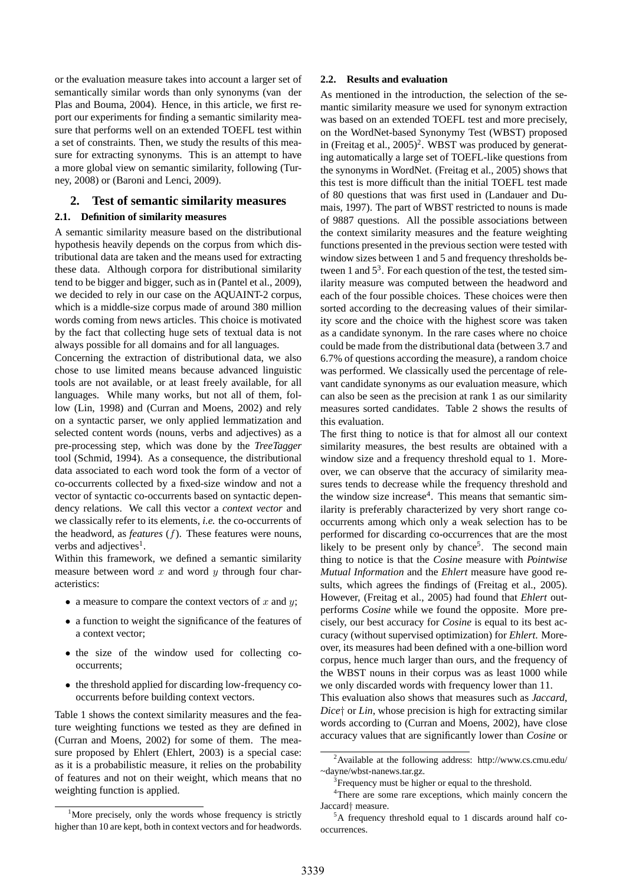or the evaluation measure takes into account a larger set of semantically similar words than only synonyms (van der Plas and Bouma, 2004). Hence, in this article, we first report our experiments for finding a semantic similarity measure that performs well on an extended TOEFL test within a set of constraints. Then, we study the results of this measure for extracting synonyms. This is an attempt to have a more global view on semantic similarity, following (Turney, 2008) or (Baroni and Lenci, 2009).

## 2. Test of semantic similarity measures

### 2.1. Definition of similarity measures

A semantic similarity measure based on the distributional hypothesis heavily depends on the corpus from which distributional data are taken and the means used for extracting these data. Although corpora for distributional similarity tend to be bigger and bigger, such as in (Pantel et al., 2009), we decided to rely in our case on the AQUAINT-2 corpus, which is a middle-size corpus made of around 380 million words coming from news articles. This choice is motivated by the fact that collecting huge sets of textual data is not always possible for all domains and for all languages.

Concerning the extraction of distributional data, we also chose to use limited means because advanced linguistic tools are not available, or at least freely available, for all languages. While many works, but not all of them, follow (Lin, 1998) and (Curran and Moens, 2002) and rely on a syntactic parser, we only applied lemmatization and selected content words (nouns, verbs and adjectives) as a pre-processing step, which was done by the *TreeTagger* tool (Schmid, 1994). As a consequence, the distributional data associated to each word took the form of a vector of co-occurrents collected by a fixed-size window and not a vector of syntactic co-occurrents based on syntactic dependency relations. We call this vector a *context vector* and we classically refer to its elements, *i.e.* the co-occurrents of the headword, as *features* ($f$). These features were nouns, verbs and adjectives[1].

Within this framework, we defined a semantic similarity measure between word $x$ and word $y$ through four characteristics:

- a measure to compare the context vectors of $x$ and $y$;
- a function to weight the significance of the features of a context vector;
- the size of the window used for collecting co-occurrents;
- the threshold applied for discarding low-frequency co-occurrents before building context vectors.

Table 1 shows the context similarity measures and the feature weighting functions we tested as they are defined in (Curran and Moens, 2002) for some of them. The measure proposed by Ehlert (Ehlert, 2003) is a special case: as it is a probabilistic measure, it relies on the probability of features and not on their weight, which means that no weighting function is applied.

[1] More precisely, only the words whose frequency is strictly higher than 10 are kept, both in context vectors and for headwords.

### 2.2. Results and evaluation

As mentioned in the introduction, the selection of the semantic similarity measure we used for synonym extraction was based on an extended TOEFL test and more precisely, on the WordNet-based Synonymy Test (WBST) proposed in (Freitag et al., 2005)[2]. WBST was produced by generating automatically a large set of TOEFL-like questions from the synonyms in WordNet. (Freitag et al., 2005) shows that this test is more difficult than the initial TOEFL test made of 80 questions that was first used in (Landauer and Dumais, 1997). The part of WBST restricted to nouns is made of 9887 questions. All the possible associations between the context similarity measures and the feature weighting functions presented in the previous section were tested with window sizes between 1 and 5 and frequency thresholds between 1 and 5[3]. For each question of the test, the tested similarity measure was computed between the headword and each of the four possible choices. These choices were then sorted according to the decreasing values of their similarity score and the choice with the highest score was taken as a candidate synonym. In the rare cases where no choice could be made from the distributional data (between 3.7 and 6.7% of questions according the measure), a random choice was performed. We classically used the percentage of relevant candidate synonyms as our evaluation measure, which can also be seen as the precision at rank 1 as our similarity measures sorted candidates. Table 2 shows the results of this evaluation.

The first thing to notice is that for almost all our context similarity measures, the best results are obtained with a window size and a frequency threshold equal to 1. Moreover, we can observe that the accuracy of similarity measures tends to decrease while the frequency threshold and the window size increase[4]. This means that semantic similarity is preferably characterized by very short range co-occurrents among which only a weak selection has to be performed for discarding co-occurrences that are the most likely to be present only by chance[5]. The second main thing to notice is that the *Cosine* measure with *Pointwise Mutual Information* and the *Ehlert* measure have good results, which agrees the findings of (Freitag et al., 2005). However, (Freitag et al., 2005) had found that *Ehlert* outperforms *Cosine* while we found the opposite. More precisely, our best accuracy for *Cosine* is equal to its best accuracy (without supervised optimization) for *Ehlert*. Moreover, its measures had been defined with a one-billion word corpus, hence much larger than ours, and the frequency of the WBST nouns in their corpus was as least 1000 while we only discarded words with frequency lower than 11.

This evaluation also shows that measures such as *Jaccard*, *Dice*† or *Lin*, whose precision is high for extracting similar words according to (Curran and Moens, 2002), have close accuracy values that are significantly lower than *Cosine* or

[2] Available at the following address: http://www.cs.cmu.edu/~dayne/wbst-nanews.tar.gz.

[3] Frequency must be higher or equal to the threshold.

[4] There are some rare exceptions, which mainly concern the Jaccard† measure.

[5] A frequency threshold equal to 1 discards around half co-occurrences.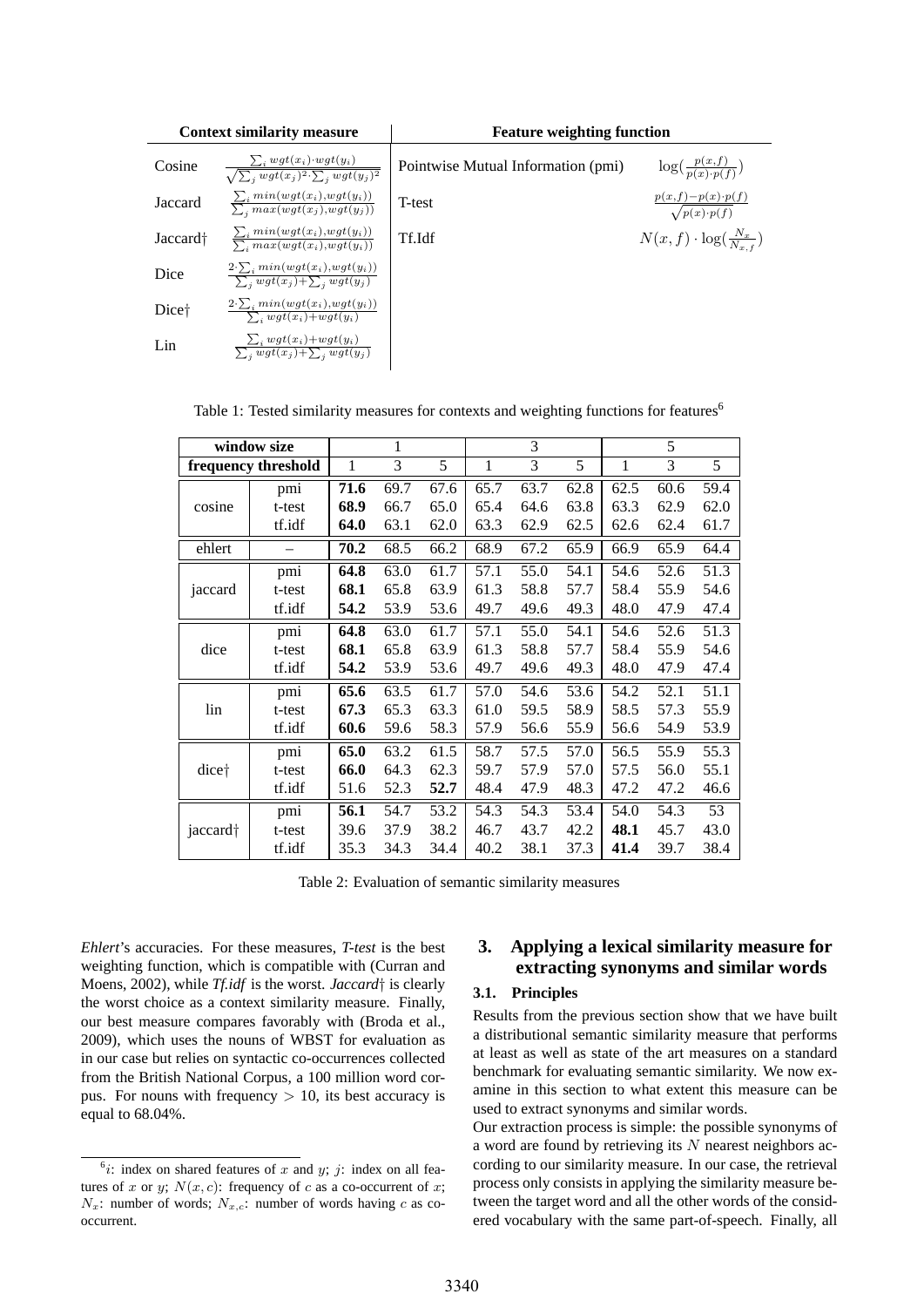| Context similarity measure | | Feature weighting function | |
|---|---|---|---|
| Cosine | $\frac{\sum_i wgt(x_i) \cdot wgt(y_i)}{\sqrt{\sum_j wgt(x_j)^2 \cdot \sum_j wgt(y_j)^2}}$ | Pointwise Mutual Information (pmi) | $\log(\frac{p(x,f)}{p(x) \cdot p(f)})$ |
| Jaccard | $\frac{\sum_i min(wgt(x_i), wgt(y_i))}{\sum_j max(wgt(x_j), wgt(y_j))}$ | T-test | $\frac{p(x,f) - p(x) \cdot p(f)}{\sqrt{p(x) \cdot p(f)}}$ |
| Jaccard† | $\frac{\sum_i min(wgt(x_i), wgt(y_i))}{\sum_i max(wgt(x_i), wgt(y_i))}$ | Tf.Idf | $N(x, f) \cdot \log(\frac{N_x}{N_{x,f}})$ |
| Dice | $\frac{2 \cdot \sum_i min(wgt(x_i), wgt(y_i))}{\sum_j wgt(x_j) + \sum_j wgt(y_j)}$ | | |
| Dice† | $\frac{2 \cdot \sum_i min(wgt(x_i), wgt(y_i))}{\sum_i wgt(x_i) + wgt(y_i)}$ | | |
| Lin | $\frac{\sum_i wgt(x_i) + wgt(y_i)}{\sum_j wgt(x_j) + \sum_j wgt(y_j)}$ | | |

Table 1: Tested similarity measures for contexts and weighting functions for features[6]

| window size | | 1 | | | 3 | | | 5 | | |
|---|---|---|---|---|---|---|---|---|---|---|
| frequency threshold | | 1 | 3 | 5 | 1 | 3 | 5 | 1 | 3 | 5 |
| cosine | pmi | **71.6** | 69.7 | 67.6 | 65.7 | 63.7 | 62.8 | 62.5 | 60.6 | 59.4 |
| | t-test | **68.9** | 66.7 | 65.0 | 65.4 | 64.6 | 63.8 | 63.3 | 62.9 | 62.0 |
| | tf.idf | **64.0** | 63.1 | 62.0 | 63.3 | 62.9 | 62.5 | 62.6 | 62.4 | 61.7 |
| ehlert | – | **70.2** | 68.5 | 66.2 | 68.9 | 67.2 | 65.9 | 66.9 | 65.9 | 64.4 |
| jaccard | pmi | **64.8** | 63.0 | 61.7 | 57.1 | 55.0 | 54.1 | 54.6 | 52.6 | 51.3 |
| | t-test | **68.1** | 65.8 | 63.9 | 61.3 | 58.8 | 57.7 | 58.4 | 55.9 | 54.6 |
| | tf.idf | **54.2** | 53.9 | 53.6 | 49.7 | 49.6 | 49.3 | 48.0 | 47.9 | 47.4 |
| dice | pmi | **64.8** | 63.0 | 61.7 | 57.1 | 55.0 | 54.1 | 54.6 | 52.6 | 51.3 |
| | t-test | **68.1** | 65.8 | 63.9 | 61.3 | 58.8 | 57.7 | 58.4 | 55.9 | 54.6 |
| | tf.idf | **54.2** | 53.9 | 53.6 | 49.7 | 49.6 | 49.3 | 48.0 | 47.9 | 47.4 |
| lin | pmi | **65.6** | 63.5 | 61.7 | 57.0 | 54.6 | 53.6 | 54.2 | 52.1 | 51.1 |
| | t-test | **67.3** | 65.3 | 63.3 | 61.0 | 59.5 | 58.9 | 58.5 | 57.3 | 55.9 |
| | tf.idf | **60.6** | 59.6 | 58.3 | 57.9 | 56.6 | 55.9 | 56.6 | 54.9 | 53.9 |
| dice† | pmi | **65.0** | 63.2 | 61.5 | 58.7 | 57.5 | 57.0 | 56.5 | 55.9 | 55.3 |
| | t-test | **66.0** | 64.3 | 62.3 | 59.7 | 57.9 | 57.0 | 57.5 | 56.0 | 55.1 |
| | tf.idf | 51.6 | 52.3 | **52.7** | 48.4 | 47.9 | 48.3 | 47.2 | 47.2 | 46.6 |
| jaccard† | pmi | **56.1** | 54.7 | 53.2 | 54.3 | 54.3 | 53.4 | 54.0 | 54.3 | 53 |
| | t-test | 39.6 | 37.9 | 38.2 | 46.7 | 43.7 | 42.2 | **48.1** | 45.7 | 43.0 |
| | tf.idf | 35.3 | 34.3 | 34.4 | 40.2 | 38.1 | 37.3 | **41.4** | 39.7 | 38.4 |

Table 2: Evaluation of semantic similarity measures

*Ehlert*'s accuracies. For these measures, *T-test* is the best weighting function, which is compatible with (Curran and Moens, 2002), while *Tf.idf* is the worst. *Jaccard*† is clearly the worst choice as a context similarity measure. Finally, our best measure compares favorably with (Broda et al., 2009), which uses the nouns of WBST for evaluation as in our case but relies on syntactic co-occurrences collected from the British National Corpus, a 100 million word corpus. For nouns with frequency $> 10$, its best accuracy is equal to 68.04%.

## 3. Applying a lexical similarity measure for extracting synonyms and similar words

### 3.1. Principles

Results from the previous section show that we have built a distributional semantic similarity measure that performs at least as well as state of the art measures on a standard benchmark for evaluating semantic similarity. We now examine in this section to what extent this measure can be used to extract synonyms and similar words.

Our extraction process is simple: the possible synonyms of a word are found by retrieving its $N$ nearest neighbors according to our similarity measure. In our case, the retrieval process only consists in applying the similarity measure between the target word and all the other words of the considered vocabulary with the same part-of-speech. Finally, all

[6] $i$: index on shared features of $x$ and $y$; $j$: index on all features of $x$ or $y$; $N(x, c)$: frequency of $c$ as a co-occurrent of $x$; $N_x$: number of words; $N_{x,c}$: number of words having $c$ as co-occurrent.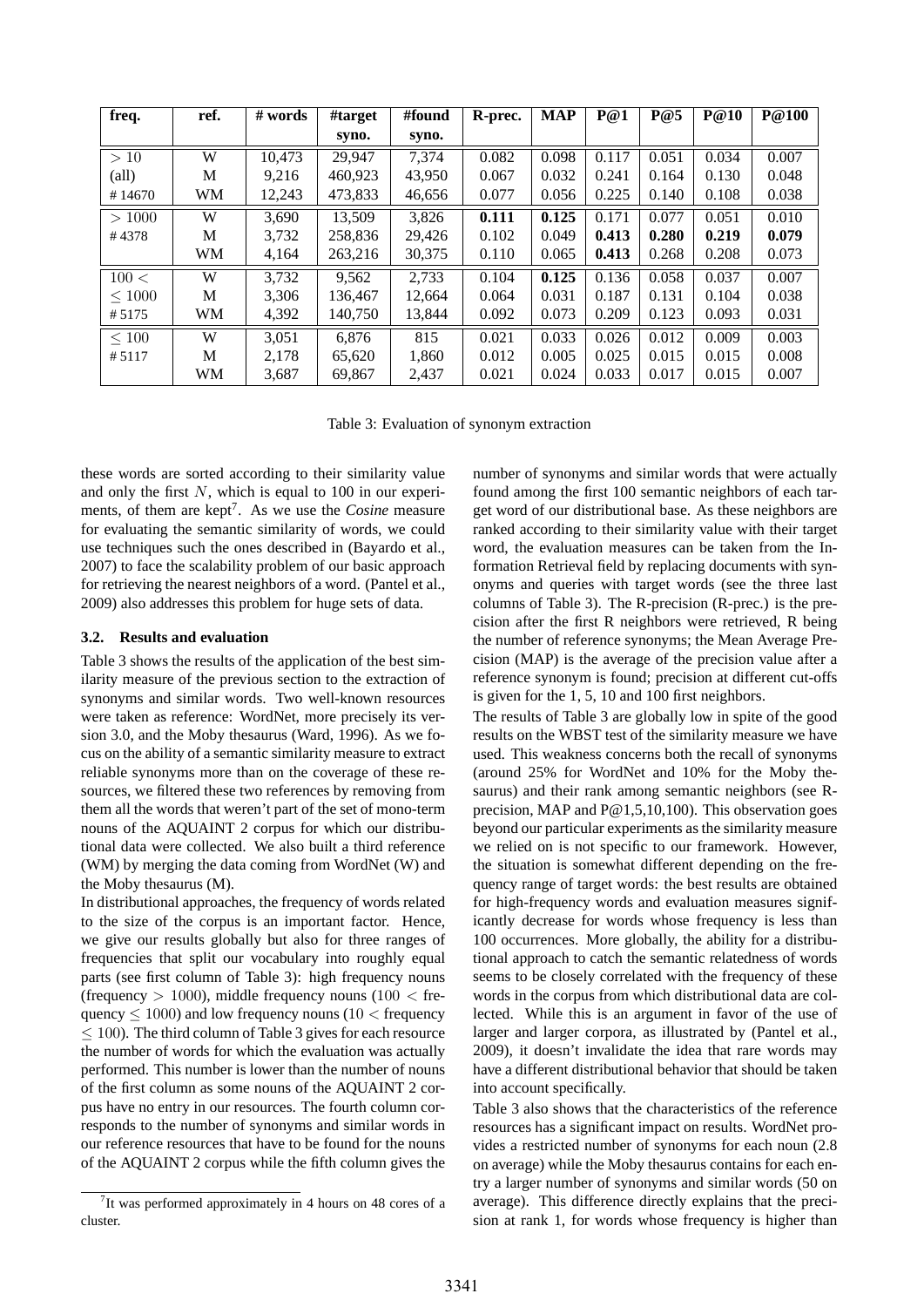| freq. | ref. | # words | #target syno. | #found syno. | R-prec. | MAP | P@1 | P@5 | P@10 | P@100 |
|---|---|---|---|---|---|---|---|---|---|---|
| $> 10$ | W | 10,473 | 29,947 | 7,374 | 0.082 | 0.098 | 0.117 | 0.051 | 0.034 | 0.007 |
| (all) | M | 9,216 | 460,923 | 43,950 | 0.067 | 0.032 | 0.241 | 0.164 | 0.130 | 0.048 |
| # 14670 | WM | 12,243 | 473,833 | 46,656 | 0.077 | 0.056 | 0.225 | 0.140 | 0.108 | 0.038 |
| $> 1000$ | W | 3,690 | 13,509 | 3,826 | **0.111** | **0.125** | 0.171 | 0.077 | 0.051 | 0.010 |
| # 4378 | M | 3,732 | 258,836 | 29,426 | 0.102 | 0.049 | **0.413** | **0.280** | **0.219** | **0.079** |
| | WM | 4,164 | 263,216 | 30,375 | 0.110 | 0.065 | **0.413** | 0.268 | 0.208 | 0.073 |
| $100 <$ | W | 3,732 | 9,562 | 2,733 | 0.104 | **0.125** | 0.136 | 0.058 | 0.037 | 0.007 |
| $\leq 1000$ | M | 3,306 | 136,467 | 12,664 | 0.064 | 0.031 | 0.187 | 0.131 | 0.104 | 0.038 |
| # 5175 | WM | 4,392 | 140,750 | 13,844 | 0.092 | 0.073 | 0.209 | 0.123 | 0.093 | 0.031 |
| $\leq 100$ | W | 3,051 | 6,876 | 815 | 0.021 | 0.033 | 0.026 | 0.012 | 0.009 | 0.003 |
| # 5117 | M | 2,178 | 65,620 | 1,860 | 0.012 | 0.005 | 0.025 | 0.015 | 0.015 | 0.008 |
| | WM | 3,687 | 69,867 | 2,437 | 0.021 | 0.024 | 0.033 | 0.017 | 0.015 | 0.007 |

Table 3: Evaluation of synonym extraction

these words are sorted according to their similarity value and only the first $N$, which is equal to 100 in our experiments, of them are kept[7]. As we use the *Cosine* measure for evaluating the semantic similarity of words, we could use techniques such the ones described in (Bayardo et al., 2007) to face the scalability problem of our basic approach for retrieving the nearest neighbors of a word. (Pantel et al., 2009) also addresses this problem for huge sets of data.

### 3.2. Results and evaluation

Table 3 shows the results of the application of the best similarity measure of the previous section to the extraction of synonyms and similar words. Two well-known resources were taken as reference: WordNet, more precisely its version 3.0, and the Moby thesaurus (Ward, 1996). As we focus on the ability of a semantic similarity measure to extract reliable synonyms more than on the coverage of these resources, we filtered these two references by removing from them all the words that weren't part of the set of mono-term nouns of the AQUAINT 2 corpus for which our distributional data were collected. We also built a third reference (WM) by merging the data coming from WordNet (W) and the Moby thesaurus (M).

In distributional approaches, the frequency of words related to the size of the corpus is an important factor. Hence, we give our results globally but also for three ranges of frequencies that split our vocabulary into roughly equal parts (see first column of Table 3): high frequency nouns (frequency $> 1000$), middle frequency nouns ($100 <$ frequency $\leq 1000$) and low frequency nouns ($10 <$ frequency $\leq 100$). The third column of Table 3 gives for each resource the number of words for which the evaluation was actually performed. This number is lower than the number of nouns of the first column as some nouns of the AQUAINT 2 corpus have no entry in our resources. The fourth column corresponds to the number of synonyms and similar words in our reference resources that have to be found for the nouns of the AQUAINT 2 corpus while the fifth column gives the number of synonyms and similar words that were actually found among the first 100 semantic neighbors of each target word of our distributional base. As these neighbors are ranked according to their similarity value with their target word, the evaluation measures can be taken from the Information Retrieval field by replacing documents with synonyms and queries with target words (see the three last columns of Table 3). The R-precision (R-prec.) is the precision after the first R neighbors were retrieved, R being the number of reference synonyms; the Mean Average Precision (MAP) is the average of the precision value after a reference synonym is found; precision at different cut-offs is given for the 1, 5, 10 and 100 first neighbors.

The results of Table 3 are globally low in spite of the good results on the WBST test of the similarity measure we have used. This weakness concerns both the recall of synonyms (around 25% for WordNet and 10% for the Moby thesaurus) and their rank among semantic neighbors (see R-precision, MAP and P@1,5,10,100). This observation goes beyond our particular experiments as the similarity measure we relied on is not specific to our framework. However, the situation is somewhat different depending on the frequency range of target words: the best results are obtained for high-frequency words and evaluation measures significantly decrease for words whose frequency is less than 100 occurrences. More globally, the ability for a distributional approach to catch the semantic relatedness of words seems to be closely correlated with the frequency of these words in the corpus from which distributional data are collected. While this is an argument in favor of the use of larger and larger corpora, as illustrated by (Pantel et al., 2009), it doesn't invalidate the idea that rare words may have a different distributional behavior that should be taken into account specifically.

Table 3 also shows that the characteristics of the reference resources has a significant impact on results. WordNet provides a restricted number of synonyms for each noun (2.8 on average) while the Moby thesaurus contains for each entry a larger number of synonyms and similar words (50 on average). This difference directly explains that the precision at rank 1, for words whose frequency is higher than

[7] It was performed approximately in 4 hours on 48 cores of a cluster.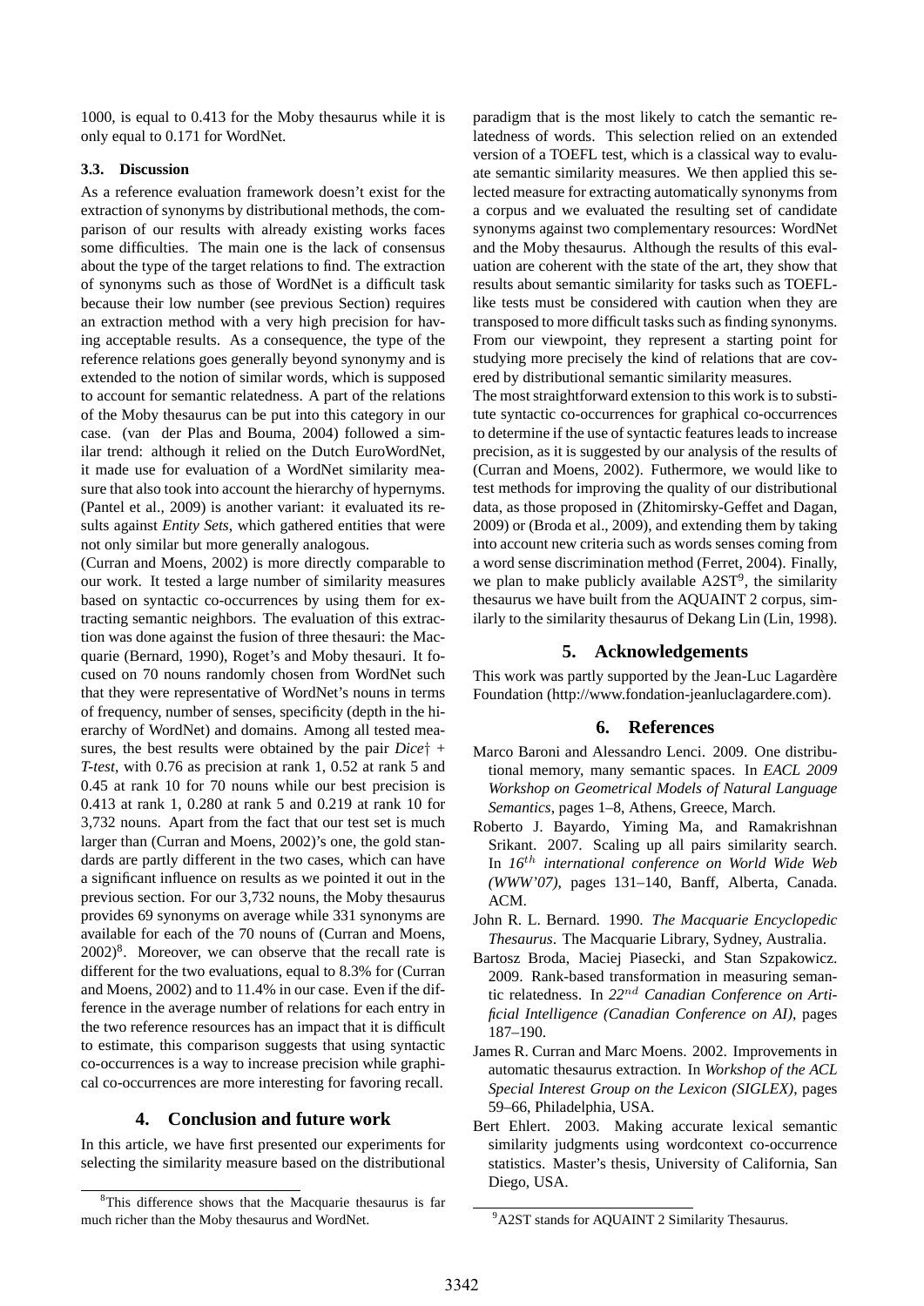1000, is equal to 0.413 for the Moby thesaurus while it is only equal to 0.171 for WordNet.

### 3.3. Discussion

As a reference evaluation framework doesn't exist for the extraction of synonyms by distributional methods, the comparison of our results with already existing works faces some difficulties. The main one is the lack of consensus about the type of the target relations to find. The extraction of synonyms such as those of WordNet is a difficult task because their low number (see previous Section) requires an extraction method with a very high precision for having acceptable results. As a consequence, the type of the reference relations goes generally beyond synonymy and is extended to the notion of similar words, which is supposed to account for semantic relatedness. A part of the relations of the Moby thesaurus can be put into this category in our case. (van der Plas and Bouma, 2004) followed a similar trend: although it relied on the Dutch EuroWordNet, it made use for evaluation of a WordNet similarity measure that also took into account the hierarchy of hypernyms. (Pantel et al., 2009) is another variant: it evaluated its results against *Entity Sets*, which gathered entities that were not only similar but more generally analogous.

(Curran and Moens, 2002) is more directly comparable to our work. It tested a large number of similarity measures based on syntactic co-occurrences by using them for extracting semantic neighbors. The evaluation of this extraction was done against the fusion of three thesauri: the Macquarie (Bernard, 1990), Roget's and Moby thesauri. It focused on 70 nouns randomly chosen from WordNet such that they were representative of WordNet's nouns in terms of frequency, number of senses, specificity (depth in the hierarchy of WordNet) and domains. Among all tested measures, the best results were obtained by the pair *Dice*† + *T-test*, with 0.76 as precision at rank 1, 0.52 at rank 5 and 0.45 at rank 10 for 70 nouns while our best precision is 0.413 at rank 1, 0.280 at rank 5 and 0.219 at rank 10 for 3,732 nouns. Apart from the fact that our test set is much larger than (Curran and Moens, 2002)'s one, the gold standards are partly different in the two cases, which can have a significant influence on results as we pointed it out in the previous section. For our 3,732 nouns, the Moby thesaurus provides 69 synonyms on average while 331 synonyms are available for each of the 70 nouns of (Curran and Moens, 2002)[8]. Moreover, we can observe that the recall rate is different for the two evaluations, equal to 8.3% for (Curran and Moens, 2002) and to 11.4% in our case. Even if the difference in the average number of relations for each entry in the two reference resources has an impact that it is difficult to estimate, this comparison suggests that using syntactic co-occurrences is a way to increase precision while graphical co-occurrences are more interesting for favoring recall.

## 4. Conclusion and future work

In this article, we have first presented our experiments for selecting the similarity measure based on the distributional paradigm that is the most likely to catch the semantic relatedness of words. This selection relied on an extended version of a TOEFL test, which is a classical way to evaluate semantic similarity measures. We then applied this selected measure for extracting automatically synonyms from a corpus and we evaluated the resulting set of candidate synonyms against two complementary resources: WordNet and the Moby thesaurus. Although the results of this evaluation are coherent with the state of the art, they show that results about semantic similarity for tasks such as TOEFL-like tests must be considered with caution when they are transposed to more difficult tasks such as finding synonyms. From our viewpoint, they represent a starting point for studying more precisely the kind of relations that are covered by distributional semantic similarity measures.

The most straightforward extension to this work is to substitute syntactic co-occurrences for graphical co-occurrences to determine if the use of syntactic features leads to increase precision, as it is suggested by our analysis of the results of (Curran and Moens, 2002). Futhermore, we would like to test methods for improving the quality of our distributional data, as those proposed in (Zhitomirsky-Geffet and Dagan, 2009) or (Broda et al., 2009), and extending them by taking into account new criteria such as words senses coming from a word sense discrimination method (Ferret, 2004). Finally, we plan to make publicly available A2ST[9], the similarity thesaurus we have built from the AQUAINT 2 corpus, similarly to the similarity thesaurus of Dekang Lin (Lin, 1998).

## 5. Acknowledgements

This work was partly supported by the Jean-Luc Lagardère Foundation (http://www.fondation-jeanluclagardere.com).

## 6. References

Marco Baroni and Alessandro Lenci. 2009. One distributional memory, many semantic spaces. In *EACL 2009 Workshop on Geometrical Models of Natural Language Semantics*, pages 1–8, Athens, Greece, March.

Roberto J. Bayardo, Yiming Ma, and Ramakrishnan Srikant. 2007. Scaling up all pairs similarity search. In *16$^{th}$ international conference on World Wide Web (WWW'07)*, pages 131–140, Banff, Alberta, Canada. ACM.

John R. L. Bernard. 1990. *The Macquarie Encyclopedic Thesaurus*. The Macquarie Library, Sydney, Australia.

Bartosz Broda, Maciej Piasecki, and Stan Szpakowicz. 2009. Rank-based transformation in measuring semantic relatedness. In *22$^{nd}$ Canadian Conference on Artificial Intelligence (Canadian Conference on AI)*, pages 187–190.

James R. Curran and Marc Moens. 2002. Improvements in automatic thesaurus extraction. In *Workshop of the ACL Special Interest Group on the Lexicon (SIGLEX)*, pages 59–66, Philadelphia, USA.

Bert Ehlert. 2003. Making accurate lexical semantic similarity judgments using wordcontext co-occurrence statistics. Master's thesis, University of California, San Diego, USA.

[8] This difference shows that the Macquarie thesaurus is far much richer than the Moby thesaurus and WordNet.

[9] A2ST stands for AQUAINT 2 Similarity Thesaurus.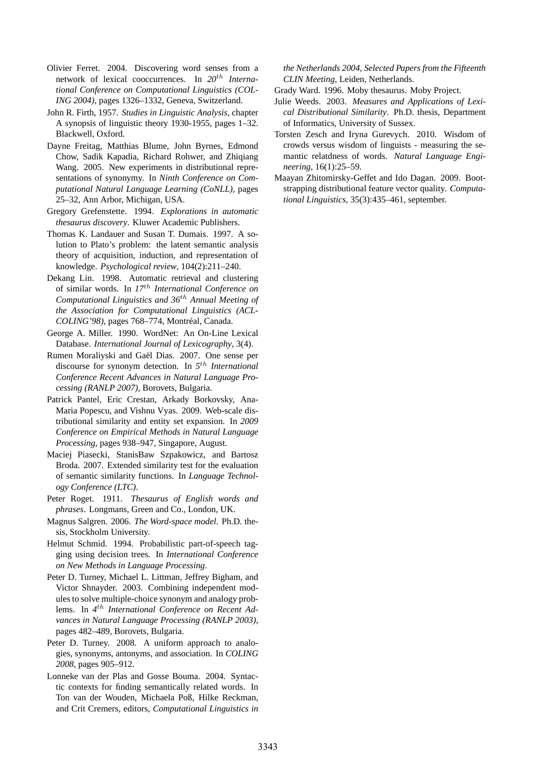Olivier Ferret. 2004. Discovering word senses from a network of lexical cooccurrences. In *20$^{th}$ International Conference on Computational Linguistics (COLING 2004)*, pages 1326–1332, Geneva, Switzerland.

John R. Firth, 1957. *Studies in Linguistic Analysis*, chapter A synopsis of linguistic theory 1930-1955, pages 1–32. Blackwell, Oxford.

Dayne Freitag, Matthias Blume, John Byrnes, Edmond Chow, Sadik Kapadia, Richard Rohwer, and Zhiqiang Wang. 2005. New experiments in distributional representations of synonymy. In *Ninth Conference on Computational Natural Language Learning (CoNLL)*, pages 25–32, Ann Arbor, Michigan, USA.

Gregory Grefenstette. 1994. *Explorations in automatic thesaurus discovery*. Kluwer Academic Publishers.

Thomas K. Landauer and Susan T. Dumais. 1997. A solution to Plato's problem: the latent semantic analysis theory of acquisition, induction, and representation of knowledge. *Psychological review*, 104(2):211–240.

Dekang Lin. 1998. Automatic retrieval and clustering of similar words. In *17$^{th}$ International Conference on Computational Linguistics and 36$^{th}$ Annual Meeting of the Association for Computational Linguistics (ACL-COLING'98)*, pages 768–774, Montréal, Canada.

George A. Miller. 1990. WordNet: An On-Line Lexical Database. *International Journal of Lexicography*, 3(4).

Rumen Moraliyski and Gaël Dias. 2007. One sense per discourse for synonym detection. In *5$^{th}$ International Conference Recent Advances in Natural Language Processing (RANLP 2007)*, Borovets, Bulgaria.

Patrick Pantel, Eric Crestan, Arkady Borkovsky, Ana-Maria Popescu, and Vishnu Vyas. 2009. Web-scale distributional similarity and entity set expansion. In *2009 Conference on Empirical Methods in Natural Language Processing*, pages 938–947, Singapore, August.

Maciej Piasecki, StanisBaw Szpakowicz, and Bartosz Broda. 2007. Extended similarity test for the evaluation of semantic similarity functions. In *Language Technology Conference (LTC)*.

Peter Roget. 1911. *Thesaurus of English words and phrases*. Longmans, Green and Co., London, UK.

Magnus Salgren. 2006. *The Word-space model*. Ph.D. thesis, Stockholm University.

Helmut Schmid. 1994. Probabilistic part-of-speech tagging using decision trees. In *International Conference on New Methods in Language Processing*.

Peter D. Turney, Michael L. Littman, Jeffrey Bigham, and Victor Shnayder. 2003. Combining independent modules to solve multiple-choice synonym and analogy problems. In *4$^{th}$ International Conference on Recent Advances in Natural Language Processing (RANLP 2003)*, pages 482–489, Borovets, Bulgaria.

Peter D. Turney. 2008. A uniform approach to analogies, synonyms, antonyms, and association. In *COLING 2008*, pages 905–912.

Lonneke van der Plas and Gosse Bouma. 2004. Syntactic contexts for finding semantically related words. In Ton van der Wouden, Michaela Poß, Hilke Reckman, and Crit Cremers, editors, *Computational Linguistics in the Netherlands 2004, Selected Papers from the Fifteenth CLIN Meeting*, Leiden, Netherlands.

Grady Ward. 1996. Moby thesaurus. Moby Project.

Julie Weeds. 2003. *Measures and Applications of Lexical Distributional Similarity*. Ph.D. thesis, Department of Informatics, University of Sussex.

Torsten Zesch and Iryna Gurevych. 2010. Wisdom of crowds versus wisdom of linguists - measuring the semantic relatdness of words. *Natural Language Engineering*, 16(1):25–59.

Maayan Zhitomirsky-Geffet and Ido Dagan. 2009. Bootstrapping distributional feature vector quality. *Computational Linguistics*, 35(3):435–461, september.